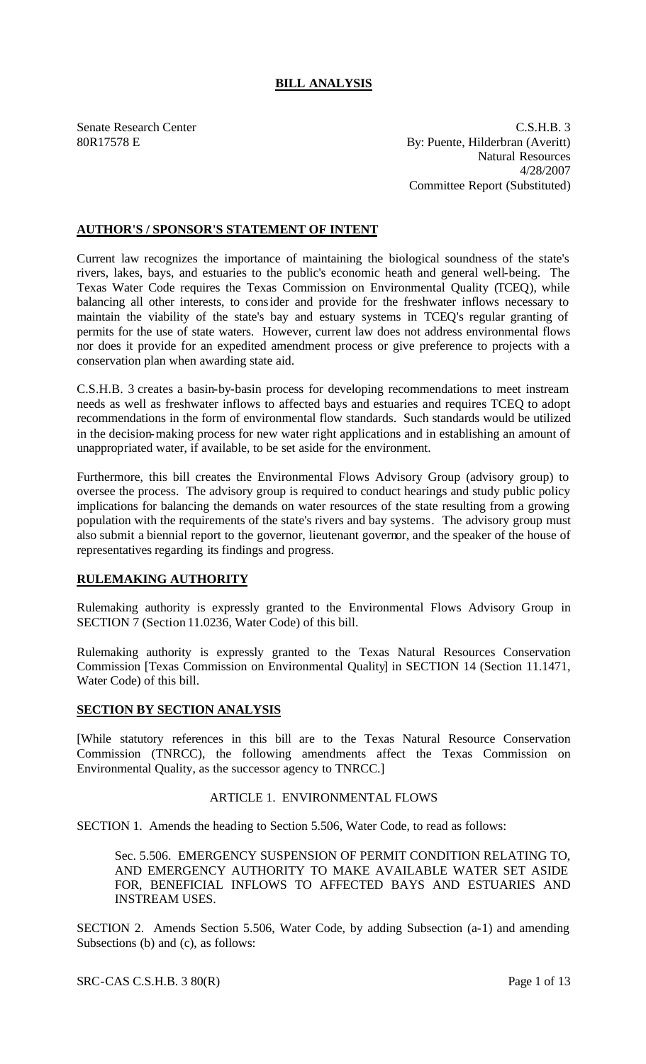# BILL ANALYSIS

Senate Research Center
80R17578 E

C.S.H.B. 3
By: Puente, Hilderbran (Averitt)
Natural Resources
4/28/2007
Committee Report (Substituted)

## AUTHOR'S / SPONSOR'S STATEMENT OF INTENT

Current law recognizes the importance of maintaining the biological soundness of the state's rivers, lakes, bays, and estuaries to the public's economic heath and general well-being. The Texas Water Code requires the Texas Commission on Environmental Quality (TCEQ), while balancing all other interests, to consider and provide for the freshwater inflows necessary to maintain the viability of the state's bay and estuary systems in TCEQ's regular granting of permits for the use of state waters. However, current law does not address environmental flows nor does it provide for an expedited amendment process or give preference to projects with a conservation plan when awarding state aid.

C.S.H.B. 3 creates a basin-by-basin process for developing recommendations to meet instream needs as well as freshwater inflows to affected bays and estuaries and requires TCEQ to adopt recommendations in the form of environmental flow standards. Such standards would be utilized in the decision-making process for new water right applications and in establishing an amount of unappropriated water, if available, to be set aside for the environment.

Furthermore, this bill creates the Environmental Flows Advisory Group (advisory group) to oversee the process. The advisory group is required to conduct hearings and study public policy implications for balancing the demands on water resources of the state resulting from a growing population with the requirements of the state's rivers and bay systems. The advisory group must also submit a biennial report to the governor, lieutenant governor, and the speaker of the house of representatives regarding its findings and progress.

## RULEMAKING AUTHORITY

Rulemaking authority is expressly granted to the Environmental Flows Advisory Group in SECTION 7 (Section 11.0236, Water Code) of this bill.

Rulemaking authority is expressly granted to the Texas Natural Resources Conservation Commission [Texas Commission on Environmental Quality] in SECTION 14 (Section 11.1471, Water Code) of this bill.

## SECTION BY SECTION ANALYSIS

[While statutory references in this bill are to the Texas Natural Resource Conservation Commission (TNRCC), the following amendments affect the Texas Commission on Environmental Quality, as the successor agency to TNRCC.]

ARTICLE 1. ENVIRONMENTAL FLOWS

SECTION 1. Amends the heading to Section 5.506, Water Code, to read as follows:

Sec. 5.506. EMERGENCY SUSPENSION OF PERMIT CONDITION RELATING TO, AND EMERGENCY AUTHORITY TO MAKE AVAILABLE WATER SET ASIDE FOR, BENEFICIAL INFLOWS TO AFFECTED BAYS AND ESTUARIES AND INSTREAM USES.

SECTION 2. Amends Section 5.506, Water Code, by adding Subsection (a-1) and amending Subsections (b) and (c), as follows: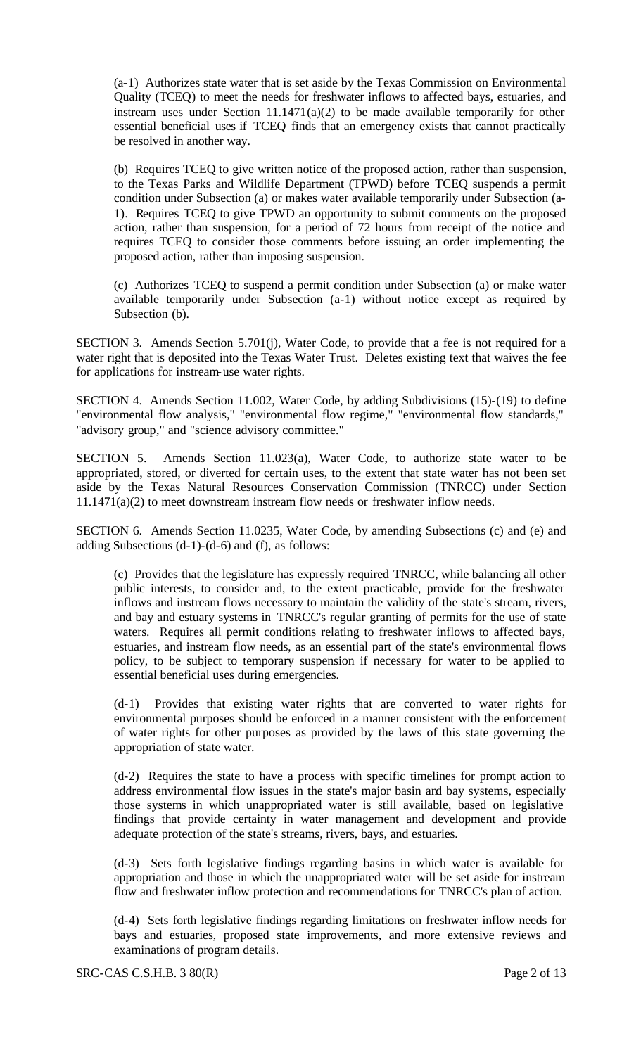(a-1) Authorizes state water that is set aside by the Texas Commission on Environmental Quality (TCEQ) to meet the needs for freshwater inflows to affected bays, estuaries, and instream uses under Section 11.1471(a)(2) to be made available temporarily for other essential beneficial uses if TCEQ finds that an emergency exists that cannot practically be resolved in another way.

(b) Requires TCEQ to give written notice of the proposed action, rather than suspension, to the Texas Parks and Wildlife Department (TPWD) before TCEQ suspends a permit condition under Subsection (a) or makes water available temporarily under Subsection (a-1). Requires TCEQ to give TPWD an opportunity to submit comments on the proposed action, rather than suspension, for a period of 72 hours from receipt of the notice and requires TCEQ to consider those comments before issuing an order implementing the proposed action, rather than imposing suspension.

(c) Authorizes TCEQ to suspend a permit condition under Subsection (a) or make water available temporarily under Subsection (a-1) without notice except as required by Subsection (b).

SECTION 3. Amends Section 5.701(j), Water Code, to provide that a fee is not required for a water right that is deposited into the Texas Water Trust. Deletes existing text that waives the fee for applications for instream-use water rights.

SECTION 4. Amends Section 11.002, Water Code, by adding Subdivisions (15)-(19) to define "environmental flow analysis," "environmental flow regime," "environmental flow standards," "advisory group," and "science advisory committee."

SECTION 5. Amends Section 11.023(a), Water Code, to authorize state water to be appropriated, stored, or diverted for certain uses, to the extent that state water has not been set aside by the Texas Natural Resources Conservation Commission (TNRCC) under Section 11.1471(a)(2) to meet downstream instream flow needs or freshwater inflow needs.

SECTION 6. Amends Section 11.0235, Water Code, by amending Subsections (c) and (e) and adding Subsections (d-1)-(d-6) and (f), as follows:

(c) Provides that the legislature has expressly required TNRCC, while balancing all other public interests, to consider and, to the extent practicable, provide for the freshwater inflows and instream flows necessary to maintain the validity of the state's stream, rivers, and bay and estuary systems in TNRCC's regular granting of permits for the use of state waters. Requires all permit conditions relating to freshwater inflows to affected bays, estuaries, and instream flow needs, as an essential part of the state's environmental flows policy, to be subject to temporary suspension if necessary for water to be applied to essential beneficial uses during emergencies.

(d-1) Provides that existing water rights that are converted to water rights for environmental purposes should be enforced in a manner consistent with the enforcement of water rights for other purposes as provided by the laws of this state governing the appropriation of state water.

(d-2) Requires the state to have a process with specific timelines for prompt action to address environmental flow issues in the state's major basin and bay systems, especially those systems in which unappropriated water is still available, based on legislative findings that provide certainty in water management and development and provide adequate protection of the state's streams, rivers, bays, and estuaries.

(d-3) Sets forth legislative findings regarding basins in which water is available for appropriation and those in which the unappropriated water will be set aside for instream flow and freshwater inflow protection and recommendations for TNRCC's plan of action.

(d-4) Sets forth legislative findings regarding limitations on freshwater inflow needs for bays and estuaries, proposed state improvements, and more extensive reviews and examinations of program details.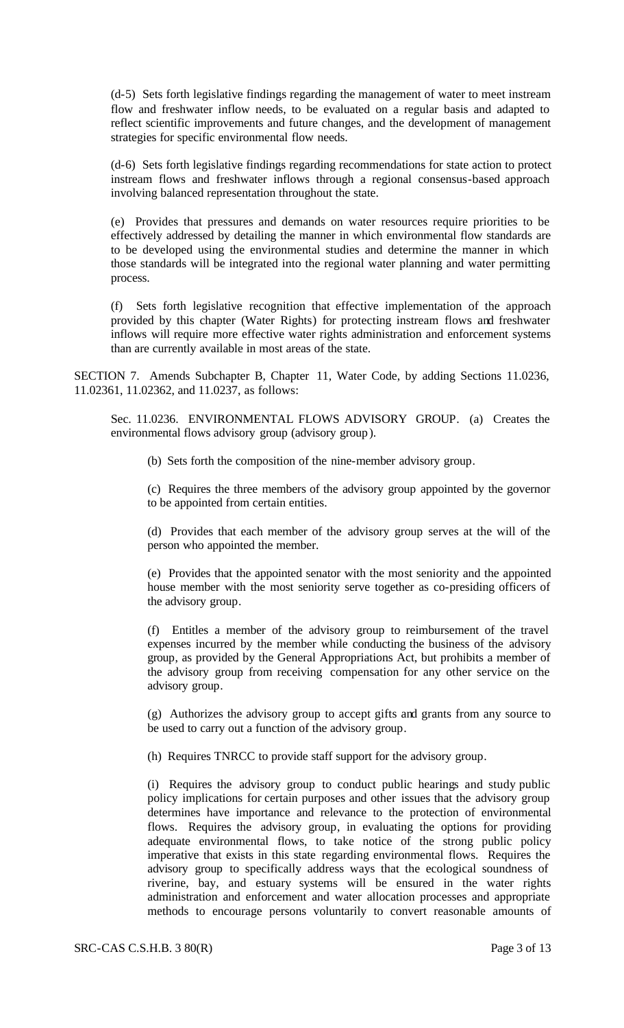(d-5) Sets forth legislative findings regarding the management of water to meet instream flow and freshwater inflow needs, to be evaluated on a regular basis and adapted to reflect scientific improvements and future changes, and the development of management strategies for specific environmental flow needs.

(d-6) Sets forth legislative findings regarding recommendations for state action to protect instream flows and freshwater inflows through a regional consensus-based approach involving balanced representation throughout the state.

(e) Provides that pressures and demands on water resources require priorities to be effectively addressed by detailing the manner in which environmental flow standards are to be developed using the environmental studies and determine the manner in which those standards will be integrated into the regional water planning and water permitting process.

(f) Sets forth legislative recognition that effective implementation of the approach provided by this chapter (Water Rights) for protecting instream flows and freshwater inflows will require more effective water rights administration and enforcement systems than are currently available in most areas of the state.

SECTION 7. Amends Subchapter B, Chapter 11, Water Code, by adding Sections 11.0236, 11.02361, 11.02362, and 11.0237, as follows:

Sec. 11.0236. ENVIRONMENTAL FLOWS ADVISORY GROUP. (a) Creates the environmental flows advisory group (advisory group).

(b) Sets forth the composition of the nine-member advisory group.

(c) Requires the three members of the advisory group appointed by the governor to be appointed from certain entities.

(d) Provides that each member of the advisory group serves at the will of the person who appointed the member.

(e) Provides that the appointed senator with the most seniority and the appointed house member with the most seniority serve together as co-presiding officers of the advisory group.

(f) Entitles a member of the advisory group to reimbursement of the travel expenses incurred by the member while conducting the business of the advisory group, as provided by the General Appropriations Act, but prohibits a member of the advisory group from receiving compensation for any other service on the advisory group.

(g) Authorizes the advisory group to accept gifts and grants from any source to be used to carry out a function of the advisory group.

(h) Requires TNRCC to provide staff support for the advisory group.

(i) Requires the advisory group to conduct public hearings and study public policy implications for certain purposes and other issues that the advisory group determines have importance and relevance to the protection of environmental flows. Requires the advisory group, in evaluating the options for providing adequate environmental flows, to take notice of the strong public policy imperative that exists in this state regarding environmental flows. Requires the advisory group to specifically address ways that the ecological soundness of riverine, bay, and estuary systems will be ensured in the water rights administration and enforcement and water allocation processes and appropriate methods to encourage persons voluntarily to convert reasonable amounts of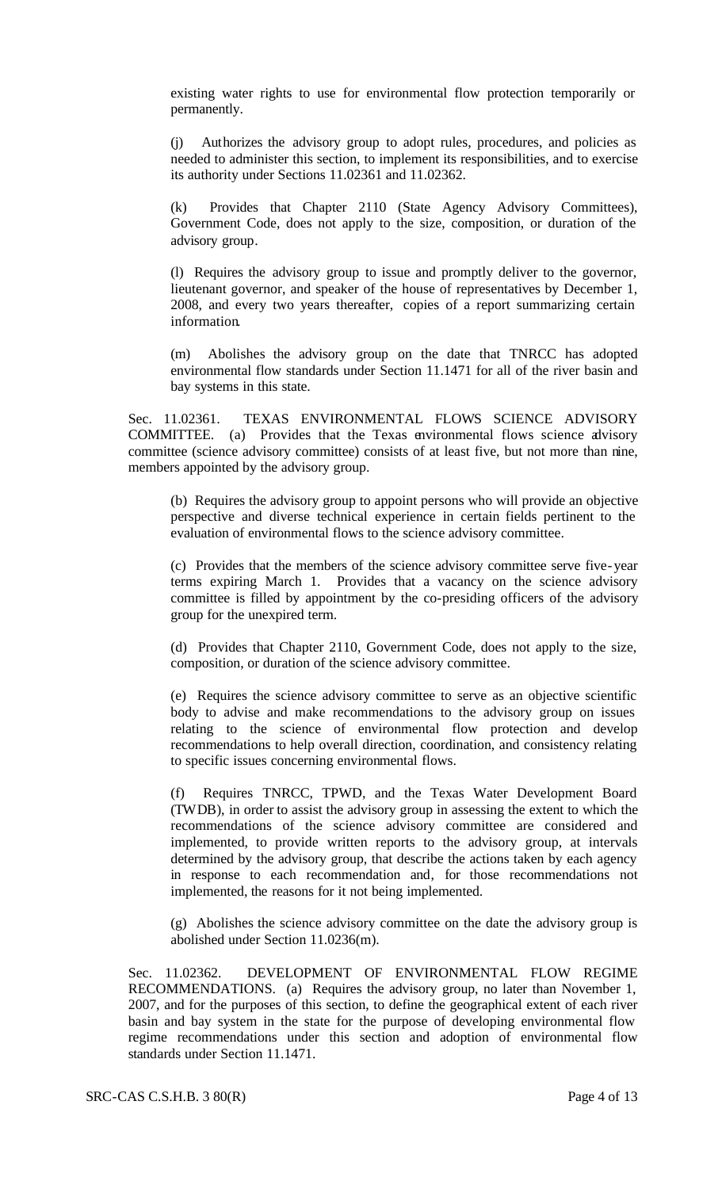existing water rights to use for environmental flow protection temporarily or permanently.

(j) Authorizes the advisory group to adopt rules, procedures, and policies as needed to administer this section, to implement its responsibilities, and to exercise its authority under Sections 11.02361 and 11.02362.

(k) Provides that Chapter 2110 (State Agency Advisory Committees), Government Code, does not apply to the size, composition, or duration of the advisory group.

(l) Requires the advisory group to issue and promptly deliver to the governor, lieutenant governor, and speaker of the house of representatives by December 1, 2008, and every two years thereafter, copies of a report summarizing certain information.

(m) Abolishes the advisory group on the date that TNRCC has adopted environmental flow standards under Section 11.1471 for all of the river basin and bay systems in this state.

Sec. 11.02361. TEXAS ENVIRONMENTAL FLOWS SCIENCE ADVISORY COMMITTEE. (a) Provides that the Texas environmental flows science advisory committee (science advisory committee) consists of at least five, but not more than nine, members appointed by the advisory group.

(b) Requires the advisory group to appoint persons who will provide an objective perspective and diverse technical experience in certain fields pertinent to the evaluation of environmental flows to the science advisory committee.

(c) Provides that the members of the science advisory committee serve five-year terms expiring March 1. Provides that a vacancy on the science advisory committee is filled by appointment by the co-presiding officers of the advisory group for the unexpired term.

(d) Provides that Chapter 2110, Government Code, does not apply to the size, composition, or duration of the science advisory committee.

(e) Requires the science advisory committee to serve as an objective scientific body to advise and make recommendations to the advisory group on issues relating to the science of environmental flow protection and develop recommendations to help overall direction, coordination, and consistency relating to specific issues concerning environmental flows.

(f) Requires TNRCC, TPWD, and the Texas Water Development Board (TWDB), in order to assist the advisory group in assessing the extent to which the recommendations of the science advisory committee are considered and implemented, to provide written reports to the advisory group, at intervals determined by the advisory group, that describe the actions taken by each agency in response to each recommendation and, for those recommendations not implemented, the reasons for it not being implemented.

(g) Abolishes the science advisory committee on the date the advisory group is abolished under Section 11.0236(m).

Sec. 11.02362. DEVELOPMENT OF ENVIRONMENTAL FLOW REGIME RECOMMENDATIONS. (a) Requires the advisory group, no later than November 1, 2007, and for the purposes of this section, to define the geographical extent of each river basin and bay system in the state for the purpose of developing environmental flow regime recommendations under this section and adoption of environmental flow standards under Section 11.1471.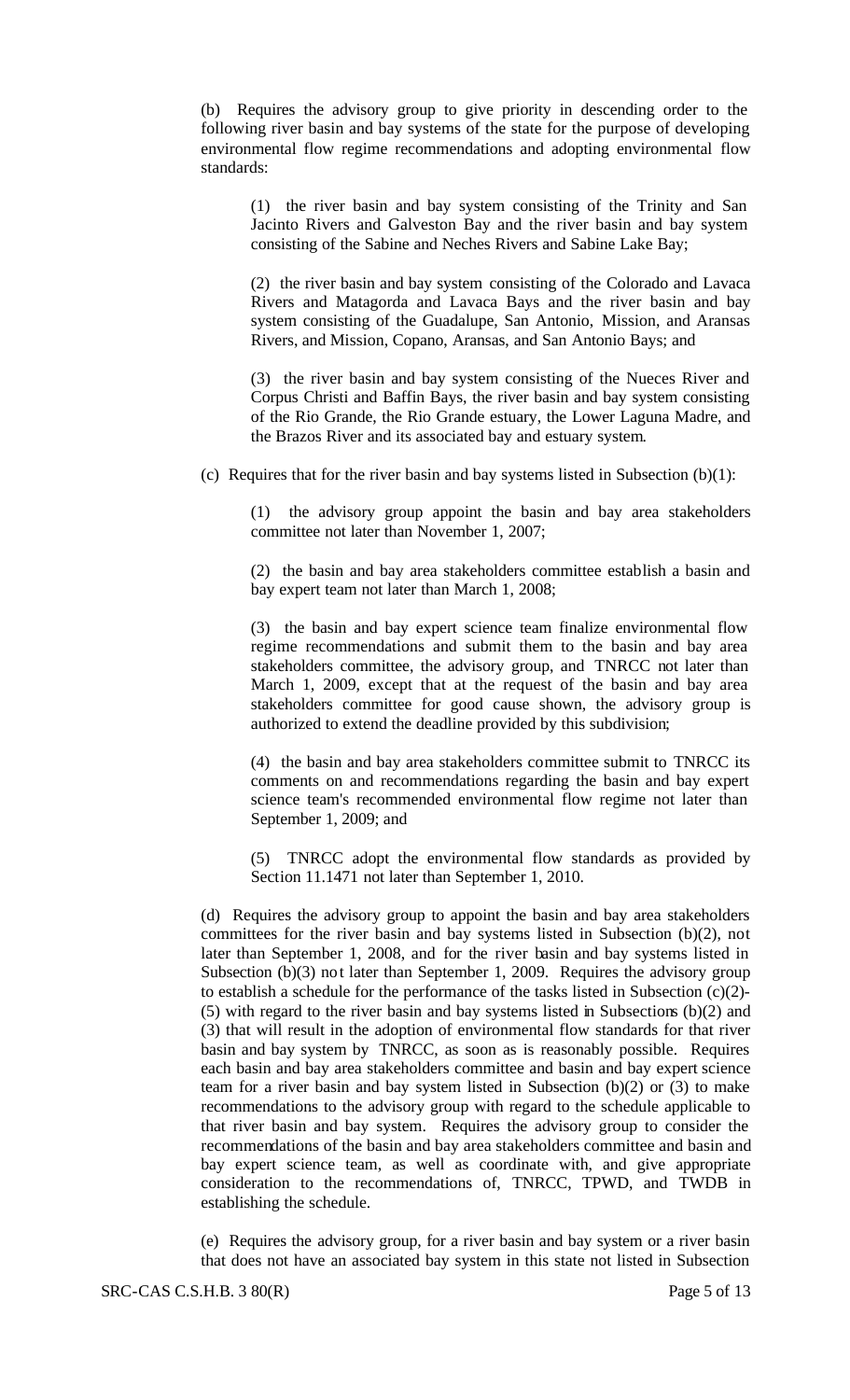(b) Requires the advisory group to give priority in descending order to the following river basin and bay systems of the state for the purpose of developing environmental flow regime recommendations and adopting environmental flow standards:

(1) the river basin and bay system consisting of the Trinity and San Jacinto Rivers and Galveston Bay and the river basin and bay system consisting of the Sabine and Neches Rivers and Sabine Lake Bay;

(2) the river basin and bay system consisting of the Colorado and Lavaca Rivers and Matagorda and Lavaca Bays and the river basin and bay system consisting of the Guadalupe, San Antonio, Mission, and Aransas Rivers, and Mission, Copano, Aransas, and San Antonio Bays; and

(3) the river basin and bay system consisting of the Nueces River and Corpus Christi and Baffin Bays, the river basin and bay system consisting of the Rio Grande, the Rio Grande estuary, the Lower Laguna Madre, and the Brazos River and its associated bay and estuary system.

(c) Requires that for the river basin and bay systems listed in Subsection (b)(1):

(1) the advisory group appoint the basin and bay area stakeholders committee not later than November 1, 2007;

(2) the basin and bay area stakeholders committee establish a basin and bay expert team not later than March 1, 2008;

(3) the basin and bay expert science team finalize environmental flow regime recommendations and submit them to the basin and bay area stakeholders committee, the advisory group, and TNRCC not later than March 1, 2009, except that at the request of the basin and bay area stakeholders committee for good cause shown, the advisory group is authorized to extend the deadline provided by this subdivision;

(4) the basin and bay area stakeholders committee submit to TNRCC its comments on and recommendations regarding the basin and bay expert science team's recommended environmental flow regime not later than September 1, 2009; and

(5) TNRCC adopt the environmental flow standards as provided by Section 11.1471 not later than September 1, 2010.

(d) Requires the advisory group to appoint the basin and bay area stakeholders committees for the river basin and bay systems listed in Subsection (b)(2), not later than September 1, 2008, and for the river basin and bay systems listed in Subsection (b)(3) not later than September 1, 2009. Requires the advisory group to establish a schedule for the performance of the tasks listed in Subsection (c)(2)-(5) with regard to the river basin and bay systems listed in Subsections (b)(2) and (3) that will result in the adoption of environmental flow standards for that river basin and bay system by TNRCC, as soon as is reasonably possible. Requires each basin and bay area stakeholders committee and basin and bay expert science team for a river basin and bay system listed in Subsection (b)(2) or (3) to make recommendations to the advisory group with regard to the schedule applicable to that river basin and bay system. Requires the advisory group to consider the recommendations of the basin and bay area stakeholders committee and basin and bay expert science team, as well as coordinate with, and give appropriate consideration to the recommendations of, TNRCC, TPWD, and TWDB in establishing the schedule.

(e) Requires the advisory group, for a river basin and bay system or a river basin that does not have an associated bay system in this state not listed in Subsection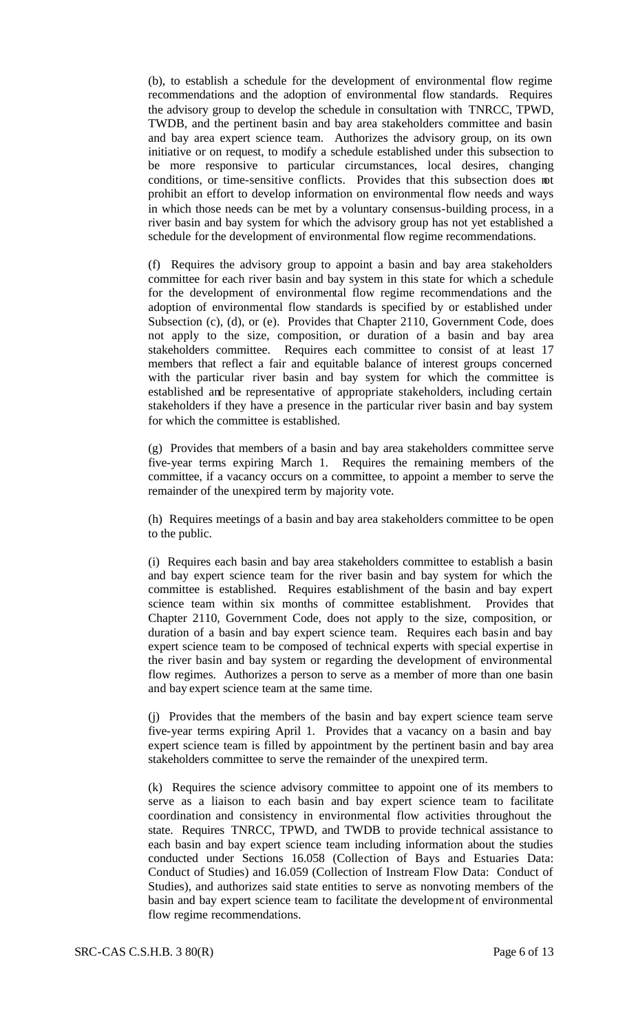(b), to establish a schedule for the development of environmental flow regime recommendations and the adoption of environmental flow standards. Requires the advisory group to develop the schedule in consultation with TNRCC, TPWD, TWDB, and the pertinent basin and bay area stakeholders committee and basin and bay area expert science team. Authorizes the advisory group, on its own initiative or on request, to modify a schedule established under this subsection to be more responsive to particular circumstances, local desires, changing conditions, or time-sensitive conflicts. Provides that this subsection does not prohibit an effort to develop information on environmental flow needs and ways in which those needs can be met by a voluntary consensus-building process, in a river basin and bay system for which the advisory group has not yet established a schedule for the development of environmental flow regime recommendations.

(f) Requires the advisory group to appoint a basin and bay area stakeholders committee for each river basin and bay system in this state for which a schedule for the development of environmental flow regime recommendations and the adoption of environmental flow standards is specified by or established under Subsection (c), (d), or (e). Provides that Chapter 2110, Government Code, does not apply to the size, composition, or duration of a basin and bay area stakeholders committee. Requires each committee to consist of at least 17 members that reflect a fair and equitable balance of interest groups concerned with the particular river basin and bay system for which the committee is established and be representative of appropriate stakeholders, including certain stakeholders if they have a presence in the particular river basin and bay system for which the committee is established.

(g) Provides that members of a basin and bay area stakeholders committee serve five-year terms expiring March 1. Requires the remaining members of the committee, if a vacancy occurs on a committee, to appoint a member to serve the remainder of the unexpired term by majority vote.

(h) Requires meetings of a basin and bay area stakeholders committee to be open to the public.

(i) Requires each basin and bay area stakeholders committee to establish a basin and bay expert science team for the river basin and bay system for which the committee is established. Requires establishment of the basin and bay expert science team within six months of committee establishment. Provides that Chapter 2110, Government Code, does not apply to the size, composition, or duration of a basin and bay expert science team. Requires each basin and bay expert science team to be composed of technical experts with special expertise in the river basin and bay system or regarding the development of environmental flow regimes. Authorizes a person to serve as a member of more than one basin and bay expert science team at the same time.

(j) Provides that the members of the basin and bay expert science team serve five-year terms expiring April 1. Provides that a vacancy on a basin and bay expert science team is filled by appointment by the pertinent basin and bay area stakeholders committee to serve the remainder of the unexpired term.

(k) Requires the science advisory committee to appoint one of its members to serve as a liaison to each basin and bay expert science team to facilitate coordination and consistency in environmental flow activities throughout the state. Requires TNRCC, TPWD, and TWDB to provide technical assistance to each basin and bay expert science team including information about the studies conducted under Sections 16.058 (Collection of Bays and Estuaries Data: Conduct of Studies) and 16.059 (Collection of Instream Flow Data: Conduct of Studies), and authorizes said state entities to serve as nonvoting members of the basin and bay expert science team to facilitate the development of environmental flow regime recommendations.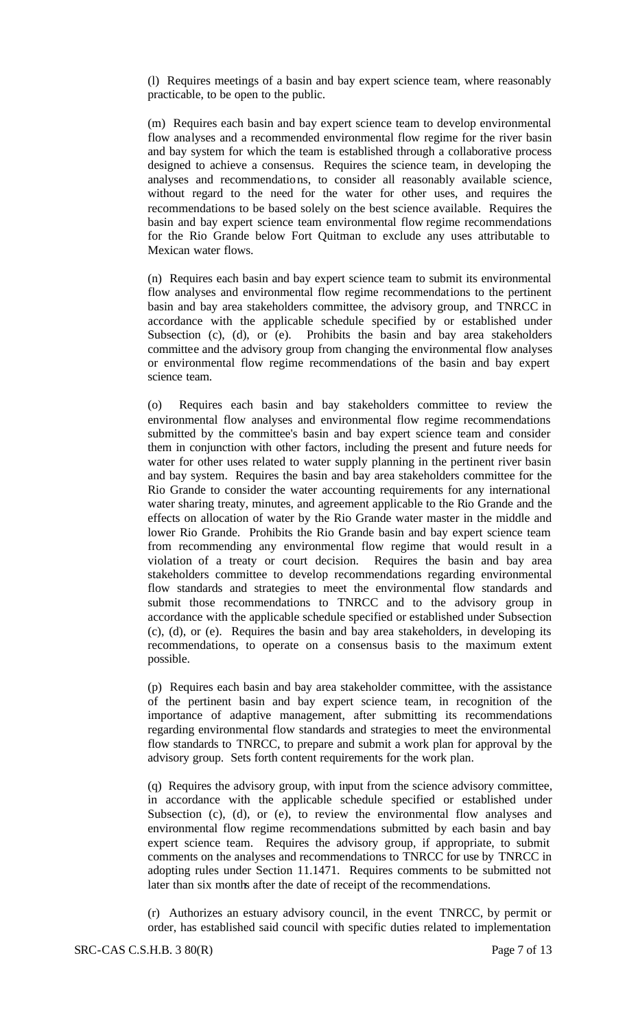(l) Requires meetings of a basin and bay expert science team, where reasonably practicable, to be open to the public.

(m) Requires each basin and bay expert science team to develop environmental flow analyses and a recommended environmental flow regime for the river basin and bay system for which the team is established through a collaborative process designed to achieve a consensus. Requires the science team, in developing the analyses and recommendations, to consider all reasonably available science, without regard to the need for the water for other uses, and requires the recommendations to be based solely on the best science available. Requires the basin and bay expert science team environmental flow regime recommendations for the Rio Grande below Fort Quitman to exclude any uses attributable to Mexican water flows.

(n) Requires each basin and bay expert science team to submit its environmental flow analyses and environmental flow regime recommendations to the pertinent basin and bay area stakeholders committee, the advisory group, and TNRCC in accordance with the applicable schedule specified by or established under Subsection (c), (d), or (e). Prohibits the basin and bay area stakeholders committee and the advisory group from changing the environmental flow analyses or environmental flow regime recommendations of the basin and bay expert science team.

(o) Requires each basin and bay stakeholders committee to review the environmental flow analyses and environmental flow regime recommendations submitted by the committee's basin and bay expert science team and consider them in conjunction with other factors, including the present and future needs for water for other uses related to water supply planning in the pertinent river basin and bay system. Requires the basin and bay area stakeholders committee for the Rio Grande to consider the water accounting requirements for any international water sharing treaty, minutes, and agreement applicable to the Rio Grande and the effects on allocation of water by the Rio Grande water master in the middle and lower Rio Grande. Prohibits the Rio Grande basin and bay expert science team from recommending any environmental flow regime that would result in a violation of a treaty or court decision. Requires the basin and bay area stakeholders committee to develop recommendations regarding environmental flow standards and strategies to meet the environmental flow standards and submit those recommendations to TNRCC and to the advisory group in accordance with the applicable schedule specified or established under Subsection (c), (d), or (e). Requires the basin and bay area stakeholders, in developing its recommendations, to operate on a consensus basis to the maximum extent possible.

(p) Requires each basin and bay area stakeholder committee, with the assistance of the pertinent basin and bay expert science team, in recognition of the importance of adaptive management, after submitting its recommendations regarding environmental flow standards and strategies to meet the environmental flow standards to TNRCC, to prepare and submit a work plan for approval by the advisory group. Sets forth content requirements for the work plan.

(q) Requires the advisory group, with input from the science advisory committee, in accordance with the applicable schedule specified or established under Subsection (c), (d), or (e), to review the environmental flow analyses and environmental flow regime recommendations submitted by each basin and bay expert science team. Requires the advisory group, if appropriate, to submit comments on the analyses and recommendations to TNRCC for use by TNRCC in adopting rules under Section 11.1471. Requires comments to be submitted not later than six months after the date of receipt of the recommendations.

(r) Authorizes an estuary advisory council, in the event TNRCC, by permit or order, has established said council with specific duties related to implementation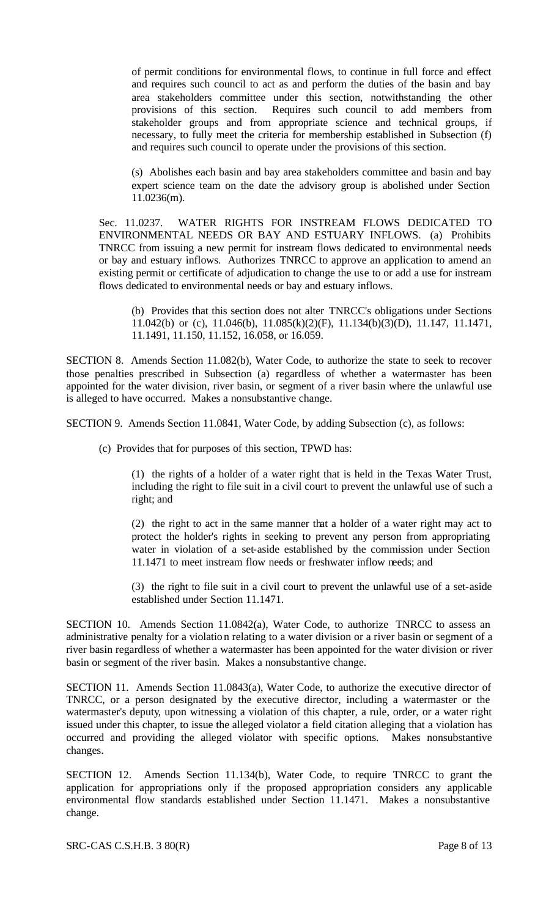of permit conditions for environmental flows, to continue in full force and effect and requires such council to act as and perform the duties of the basin and bay area stakeholders committee under this section, notwithstanding the other provisions of this section. Requires such council to add members from stakeholder groups and from appropriate science and technical groups, if necessary, to fully meet the criteria for membership established in Subsection (f) and requires such council to operate under the provisions of this section.

(s) Abolishes each basin and bay area stakeholders committee and basin and bay expert science team on the date the advisory group is abolished under Section 11.0236(m).

Sec. 11.0237. WATER RIGHTS FOR INSTREAM FLOWS DEDICATED TO ENVIRONMENTAL NEEDS OR BAY AND ESTUARY INFLOWS. (a) Prohibits TNRCC from issuing a new permit for instream flows dedicated to environmental needs or bay and estuary inflows. Authorizes TNRCC to approve an application to amend an existing permit or certificate of adjudication to change the use to or add a use for instream flows dedicated to environmental needs or bay and estuary inflows.

(b) Provides that this section does not alter TNRCC's obligations under Sections 11.042(b) or (c), 11.046(b), 11.085(k)(2)(F), 11.134(b)(3)(D), 11.147, 11.1471, 11.1491, 11.150, 11.152, 16.058, or 16.059.

SECTION 8. Amends Section 11.082(b), Water Code, to authorize the state to seek to recover those penalties prescribed in Subsection (a) regardless of whether a watermaster has been appointed for the water division, river basin, or segment of a river basin where the unlawful use is alleged to have occurred. Makes a nonsubstantive change.

SECTION 9. Amends Section 11.0841, Water Code, by adding Subsection (c), as follows:

(c) Provides that for purposes of this section, TPWD has:

(1) the rights of a holder of a water right that is held in the Texas Water Trust, including the right to file suit in a civil court to prevent the unlawful use of such a right; and

(2) the right to act in the same manner that a holder of a water right may act to protect the holder's rights in seeking to prevent any person from appropriating water in violation of a set-aside established by the commission under Section 11.1471 to meet instream flow needs or freshwater inflow needs; and

(3) the right to file suit in a civil court to prevent the unlawful use of a set-aside established under Section 11.1471.

SECTION 10. Amends Section 11.0842(a), Water Code, to authorize TNRCC to assess an administrative penalty for a violation relating to a water division or a river basin or segment of a river basin regardless of whether a watermaster has been appointed for the water division or river basin or segment of the river basin. Makes a nonsubstantive change.

SECTION 11. Amends Section 11.0843(a), Water Code, to authorize the executive director of TNRCC, or a person designated by the executive director, including a watermaster or the watermaster's deputy, upon witnessing a violation of this chapter, a rule, order, or a water right issued under this chapter, to issue the alleged violator a field citation alleging that a violation has occurred and providing the alleged violator with specific options. Makes nonsubstantive changes.

SECTION 12. Amends Section 11.134(b), Water Code, to require TNRCC to grant the application for appropriations only if the proposed appropriation considers any applicable environmental flow standards established under Section 11.1471. Makes a nonsubstantive change.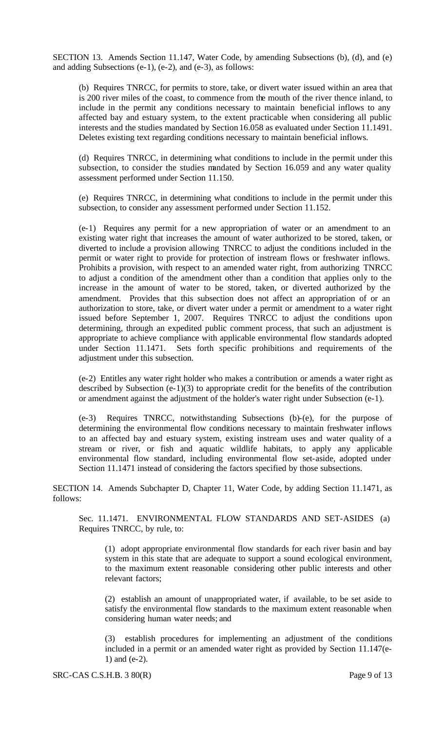SECTION 13. Amends Section 11.147, Water Code, by amending Subsections (b), (d), and (e) and adding Subsections (e-1), (e-2), and (e-3), as follows:

(b) Requires TNRCC, for permits to store, take, or divert water issued within an area that is 200 river miles of the coast, to commence from the mouth of the river thence inland, to include in the permit any conditions necessary to maintain beneficial inflows to any affected bay and estuary system, to the extent practicable when considering all public interests and the studies mandated by Section 16.058 as evaluated under Section 11.1491. Deletes existing text regarding conditions necessary to maintain beneficial inflows.

(d) Requires TNRCC, in determining what conditions to include in the permit under this subsection, to consider the studies mandated by Section 16.059 and any water quality assessment performed under Section 11.150.

(e) Requires TNRCC, in determining what conditions to include in the permit under this subsection, to consider any assessment performed under Section 11.152.

(e-1) Requires any permit for a new appropriation of water or an amendment to an existing water right that increases the amount of water authorized to be stored, taken, or diverted to include a provision allowing TNRCC to adjust the conditions included in the permit or water right to provide for protection of instream flows or freshwater inflows. Prohibits a provision, with respect to an amended water right, from authorizing TNRCC to adjust a condition of the amendment other than a condition that applies only to the increase in the amount of water to be stored, taken, or diverted authorized by the amendment. Provides that this subsection does not affect an appropriation of or an authorization to store, take, or divert water under a permit or amendment to a water right issued before September 1, 2007. Requires TNRCC to adjust the conditions upon determining, through an expedited public comment process, that such an adjustment is appropriate to achieve compliance with applicable environmental flow standards adopted under Section 11.1471. Sets forth specific prohibitions and requirements of the adjustment under this subsection.

(e-2) Entitles any water right holder who makes a contribution or amends a water right as described by Subsection (e-1)(3) to appropriate credit for the benefits of the contribution or amendment against the adjustment of the holder's water right under Subsection (e-1).

(e-3) Requires TNRCC, notwithstanding Subsections (b)-(e), for the purpose of determining the environmental flow conditions necessary to maintain freshwater inflows to an affected bay and estuary system, existing instream uses and water quality of a stream or river, or fish and aquatic wildlife habitats, to apply any applicable environmental flow standard, including environmental flow set-aside, adopted under Section 11.1471 instead of considering the factors specified by those subsections.

SECTION 14. Amends Subchapter D, Chapter 11, Water Code, by adding Section 11.1471, as follows:

Sec. 11.1471. ENVIRONMENTAL FLOW STANDARDS AND SET-ASIDES (a) Requires TNRCC, by rule, to:

(1) adopt appropriate environmental flow standards for each river basin and bay system in this state that are adequate to support a sound ecological environment, to the maximum extent reasonable considering other public interests and other relevant factors;

(2) establish an amount of unappropriated water, if available, to be set aside to satisfy the environmental flow standards to the maximum extent reasonable when considering human water needs; and

(3) establish procedures for implementing an adjustment of the conditions included in a permit or an amended water right as provided by Section 11.147(e-1) and (e-2).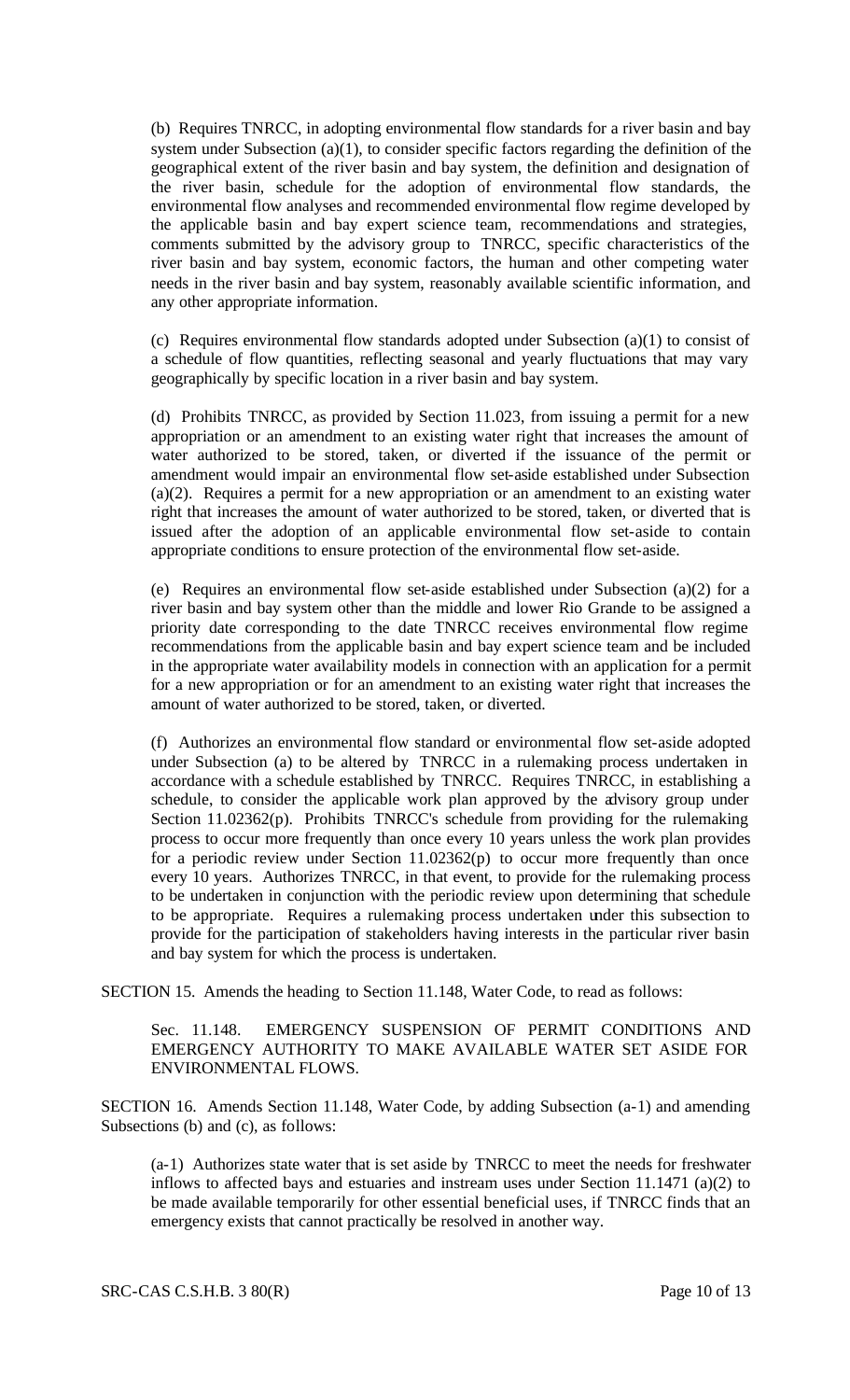(b) Requires TNRCC, in adopting environmental flow standards for a river basin and bay system under Subsection (a)(1), to consider specific factors regarding the definition of the geographical extent of the river basin and bay system, the definition and designation of the river basin, schedule for the adoption of environmental flow standards, the environmental flow analyses and recommended environmental flow regime developed by the applicable basin and bay expert science team, recommendations and strategies, comments submitted by the advisory group to TNRCC, specific characteristics of the river basin and bay system, economic factors, the human and other competing water needs in the river basin and bay system, reasonably available scientific information, and any other appropriate information.

(c) Requires environmental flow standards adopted under Subsection (a)(1) to consist of a schedule of flow quantities, reflecting seasonal and yearly fluctuations that may vary geographically by specific location in a river basin and bay system.

(d) Prohibits TNRCC, as provided by Section 11.023, from issuing a permit for a new appropriation or an amendment to an existing water right that increases the amount of water authorized to be stored, taken, or diverted if the issuance of the permit or amendment would impair an environmental flow set-aside established under Subsection (a)(2). Requires a permit for a new appropriation or an amendment to an existing water right that increases the amount of water authorized to be stored, taken, or diverted that is issued after the adoption of an applicable environmental flow set-aside to contain appropriate conditions to ensure protection of the environmental flow set-aside.

(e) Requires an environmental flow set-aside established under Subsection (a)(2) for a river basin and bay system other than the middle and lower Rio Grande to be assigned a priority date corresponding to the date TNRCC receives environmental flow regime recommendations from the applicable basin and bay expert science team and be included in the appropriate water availability models in connection with an application for a permit for a new appropriation or for an amendment to an existing water right that increases the amount of water authorized to be stored, taken, or diverted.

(f) Authorizes an environmental flow standard or environmental flow set-aside adopted under Subsection (a) to be altered by TNRCC in a rulemaking process undertaken in accordance with a schedule established by TNRCC. Requires TNRCC, in establishing a schedule, to consider the applicable work plan approved by the advisory group under Section 11.02362(p). Prohibits TNRCC's schedule from providing for the rulemaking process to occur more frequently than once every 10 years unless the work plan provides for a periodic review under Section 11.02362(p) to occur more frequently than once every 10 years. Authorizes TNRCC, in that event, to provide for the rulemaking process to be undertaken in conjunction with the periodic review upon determining that schedule to be appropriate. Requires a rulemaking process undertaken under this subsection to provide for the participation of stakeholders having interests in the particular river basin and bay system for which the process is undertaken.

SECTION 15. Amends the heading to Section 11.148, Water Code, to read as follows:

Sec. 11.148. EMERGENCY SUSPENSION OF PERMIT CONDITIONS AND EMERGENCY AUTHORITY TO MAKE AVAILABLE WATER SET ASIDE FOR ENVIRONMENTAL FLOWS.

SECTION 16. Amends Section 11.148, Water Code, by adding Subsection (a-1) and amending Subsections (b) and (c), as follows:

(a-1) Authorizes state water that is set aside by TNRCC to meet the needs for freshwater inflows to affected bays and estuaries and instream uses under Section 11.1471 (a)(2) to be made available temporarily for other essential beneficial uses, if TNRCC finds that an emergency exists that cannot practically be resolved in another way.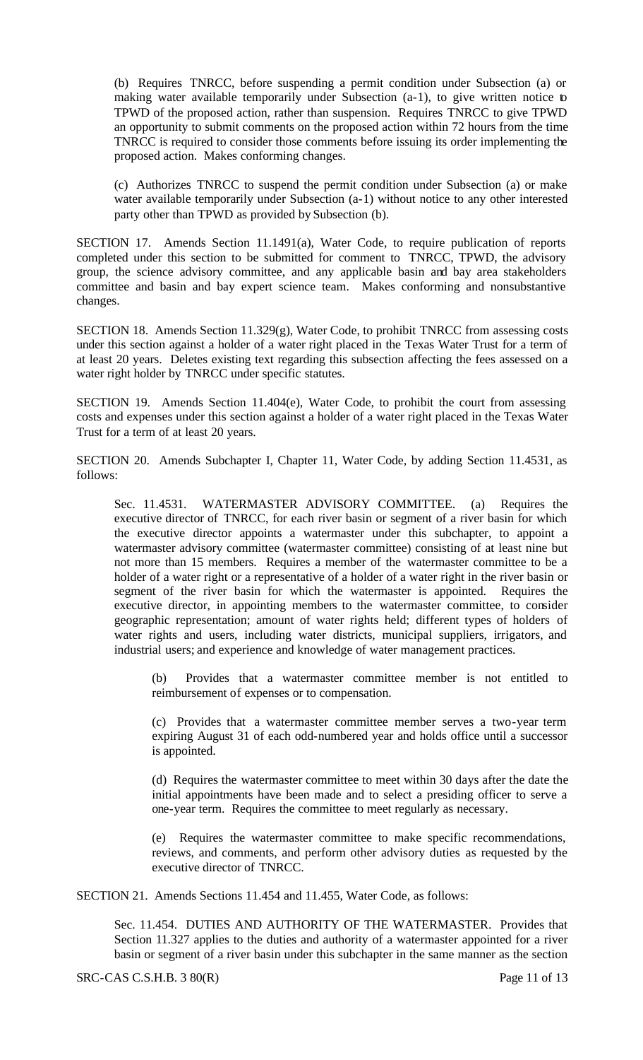(b) Requires TNRCC, before suspending a permit condition under Subsection (a) or making water available temporarily under Subsection (a-1), to give written notice to TPWD of the proposed action, rather than suspension. Requires TNRCC to give TPWD an opportunity to submit comments on the proposed action within 72 hours from the time TNRCC is required to consider those comments before issuing its order implementing the proposed action. Makes conforming changes.

(c) Authorizes TNRCC to suspend the permit condition under Subsection (a) or make water available temporarily under Subsection (a-1) without notice to any other interested party other than TPWD as provided by Subsection (b).

SECTION 17. Amends Section 11.1491(a), Water Code, to require publication of reports completed under this section to be submitted for comment to TNRCC, TPWD, the advisory group, the science advisory committee, and any applicable basin and bay area stakeholders committee and basin and bay expert science team. Makes conforming and nonsubstantive changes.

SECTION 18. Amends Section 11.329(g), Water Code, to prohibit TNRCC from assessing costs under this section against a holder of a water right placed in the Texas Water Trust for a term of at least 20 years. Deletes existing text regarding this subsection affecting the fees assessed on a water right holder by TNRCC under specific statutes.

SECTION 19. Amends Section 11.404(e), Water Code, to prohibit the court from assessing costs and expenses under this section against a holder of a water right placed in the Texas Water Trust for a term of at least 20 years.

SECTION 20. Amends Subchapter I, Chapter 11, Water Code, by adding Section 11.4531, as follows:

Sec. 11.4531. WATERMASTER ADVISORY COMMITTEE. (a) Requires the executive director of TNRCC, for each river basin or segment of a river basin for which the executive director appoints a watermaster under this subchapter, to appoint a watermaster advisory committee (watermaster committee) consisting of at least nine but not more than 15 members. Requires a member of the watermaster committee to be a holder of a water right or a representative of a holder of a water right in the river basin or segment of the river basin for which the watermaster is appointed. Requires the executive director, in appointing members to the watermaster committee, to consider geographic representation; amount of water rights held; different types of holders of water rights and users, including water districts, municipal suppliers, irrigators, and industrial users; and experience and knowledge of water management practices.

(b) Provides that a watermaster committee member is not entitled to reimbursement of expenses or to compensation.

(c) Provides that a watermaster committee member serves a two-year term expiring August 31 of each odd-numbered year and holds office until a successor is appointed.

(d) Requires the watermaster committee to meet within 30 days after the date the initial appointments have been made and to select a presiding officer to serve a one-year term. Requires the committee to meet regularly as necessary.

(e) Requires the watermaster committee to make specific recommendations, reviews, and comments, and perform other advisory duties as requested by the executive director of TNRCC.

SECTION 21. Amends Sections 11.454 and 11.455, Water Code, as follows:

Sec. 11.454. DUTIES AND AUTHORITY OF THE WATERMASTER. Provides that Section 11.327 applies to the duties and authority of a watermaster appointed for a river basin or segment of a river basin under this subchapter in the same manner as the section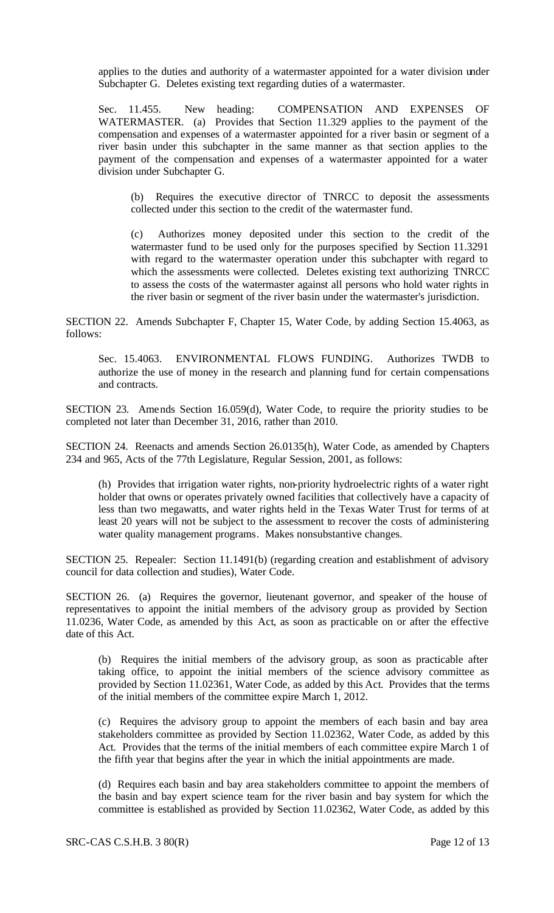applies to the duties and authority of a watermaster appointed for a water division under Subchapter G. Deletes existing text regarding duties of a watermaster.

Sec. 11.455. New heading: COMPENSATION AND EXPENSES OF WATERMASTER. (a) Provides that Section 11.329 applies to the payment of the compensation and expenses of a watermaster appointed for a river basin or segment of a river basin under this subchapter in the same manner as that section applies to the payment of the compensation and expenses of a watermaster appointed for a water division under Subchapter G.

(b) Requires the executive director of TNRCC to deposit the assessments collected under this section to the credit of the watermaster fund.

(c) Authorizes money deposited under this section to the credit of the watermaster fund to be used only for the purposes specified by Section 11.3291 with regard to the watermaster operation under this subchapter with regard to which the assessments were collected. Deletes existing text authorizing TNRCC to assess the costs of the watermaster against all persons who hold water rights in the river basin or segment of the river basin under the watermaster's jurisdiction.

SECTION 22. Amends Subchapter F, Chapter 15, Water Code, by adding Section 15.4063, as follows:

Sec. 15.4063. ENVIRONMENTAL FLOWS FUNDING. Authorizes TWDB to authorize the use of money in the research and planning fund for certain compensations and contracts.

SECTION 23. Amends Section 16.059(d), Water Code, to require the priority studies to be completed not later than December 31, 2016, rather than 2010.

SECTION 24. Reenacts and amends Section 26.0135(h), Water Code, as amended by Chapters 234 and 965, Acts of the 77th Legislature, Regular Session, 2001, as follows:

(h) Provides that irrigation water rights, non-priority hydroelectric rights of a water right holder that owns or operates privately owned facilities that collectively have a capacity of less than two megawatts, and water rights held in the Texas Water Trust for terms of at least 20 years will not be subject to the assessment to recover the costs of administering water quality management programs. Makes nonsubstantive changes.

SECTION 25. Repealer: Section 11.1491(b) (regarding creation and establishment of advisory council for data collection and studies), Water Code.

SECTION 26. (a) Requires the governor, lieutenant governor, and speaker of the house of representatives to appoint the initial members of the advisory group as provided by Section 11.0236, Water Code, as amended by this Act, as soon as practicable on or after the effective date of this Act.

(b) Requires the initial members of the advisory group, as soon as practicable after taking office, to appoint the initial members of the science advisory committee as provided by Section 11.02361, Water Code, as added by this Act. Provides that the terms of the initial members of the committee expire March 1, 2012.

(c) Requires the advisory group to appoint the members of each basin and bay area stakeholders committee as provided by Section 11.02362, Water Code, as added by this Act. Provides that the terms of the initial members of each committee expire March 1 of the fifth year that begins after the year in which the initial appointments are made.

(d) Requires each basin and bay area stakeholders committee to appoint the members of the basin and bay expert science team for the river basin and bay system for which the committee is established as provided by Section 11.02362, Water Code, as added by this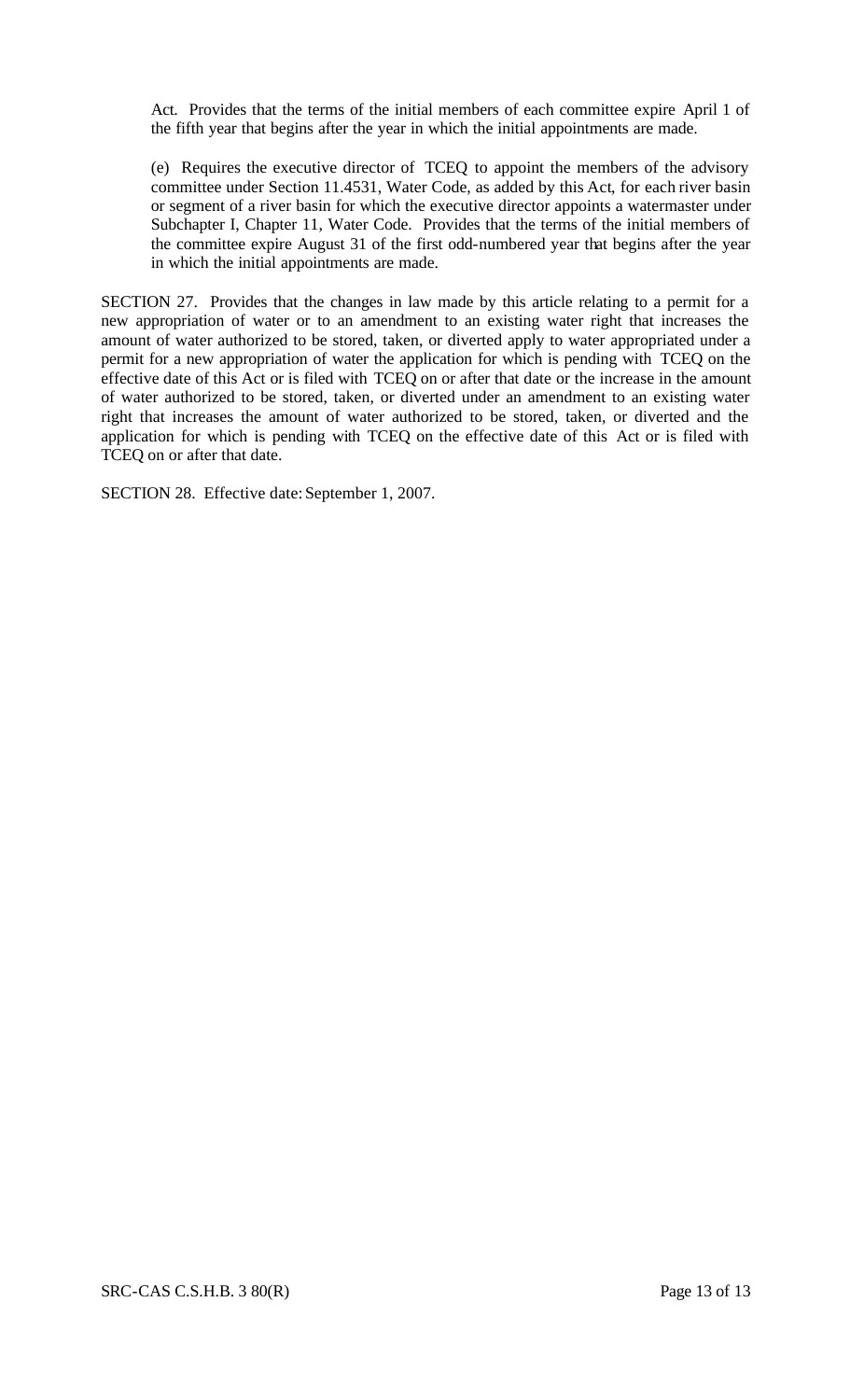Act. Provides that the terms of the initial members of each committee expire April 1 of the fifth year that begins after the year in which the initial appointments are made.

(e) Requires the executive director of TCEQ to appoint the members of the advisory committee under Section 11.4531, Water Code, as added by this Act, for each river basin or segment of a river basin for which the executive director appoints a watermaster under Subchapter I, Chapter 11, Water Code. Provides that the terms of the initial members of the committee expire August 31 of the first odd-numbered year that begins after the year in which the initial appointments are made.

SECTION 27. Provides that the changes in law made by this article relating to a permit for a new appropriation of water or to an amendment to an existing water right that increases the amount of water authorized to be stored, taken, or diverted apply to water appropriated under a permit for a new appropriation of water the application for which is pending with TCEQ on the effective date of this Act or is filed with TCEQ on or after that date or the increase in the amount of water authorized to be stored, taken, or diverted under an amendment to an existing water right that increases the amount of water authorized to be stored, taken, or diverted and the application for which is pending with TCEQ on the effective date of this Act or is filed with TCEQ on or after that date.

SECTION 28. Effective date: September 1, 2007.